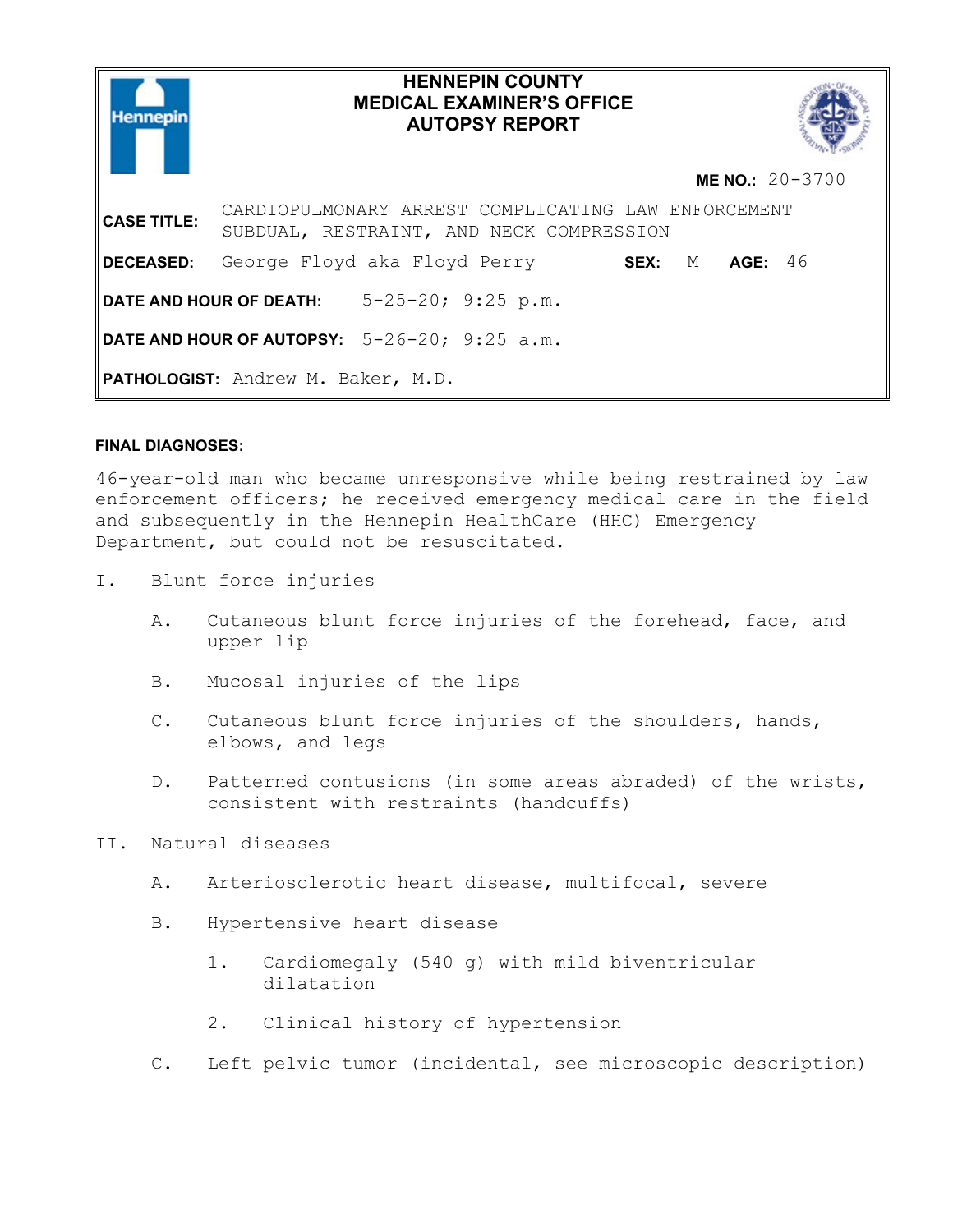# HENNEPIN COUNTY MEDICAL EXAMINER'S OFFICE AUTOPSY REPORT

**ME NO.:** 20-3700

**CASE TITLE:** CARDIOPULMONARY ARREST COMPLICATING LAW ENFORCEMENT SUBDUAL, RESTRAINT, AND NECK COMPRESSION

**DECEASED:** George Floyd aka Floyd Perry **SEX:** M **AGE:** 46

**DATE AND HOUR OF DEATH:** 5-25-20; 9:25 p.m.

**DATE AND HOUR OF AUTOPSY:** 5-26-20; 9:25 a.m.

**PATHOLOGIST:** Andrew M. Baker, M.D.

**FINAL DIAGNOSES:**

46-year-old man who became unresponsive while being restrained by law enforcement officers; he received emergency medical care in the field and subsequently in the Hennepin HealthCare (HHC) Emergency Department, but could not be resuscitated.

I. Blunt force injuries

  A. Cutaneous blunt force injuries of the forehead, face, and upper lip

  B. Mucosal injuries of the lips

  C. Cutaneous blunt force injuries of the shoulders, hands, elbows, and legs

  D. Patterned contusions (in some areas abraded) of the wrists, consistent with restraints (handcuffs)

II. Natural diseases

  A. Arteriosclerotic heart disease, multifocal, severe

  B. Hypertensive heart disease

    1. Cardiomegaly (540 g) with mild biventricular dilatation

    2. Clinical history of hypertension

  C. Left pelvic tumor (incidental, see microscopic description)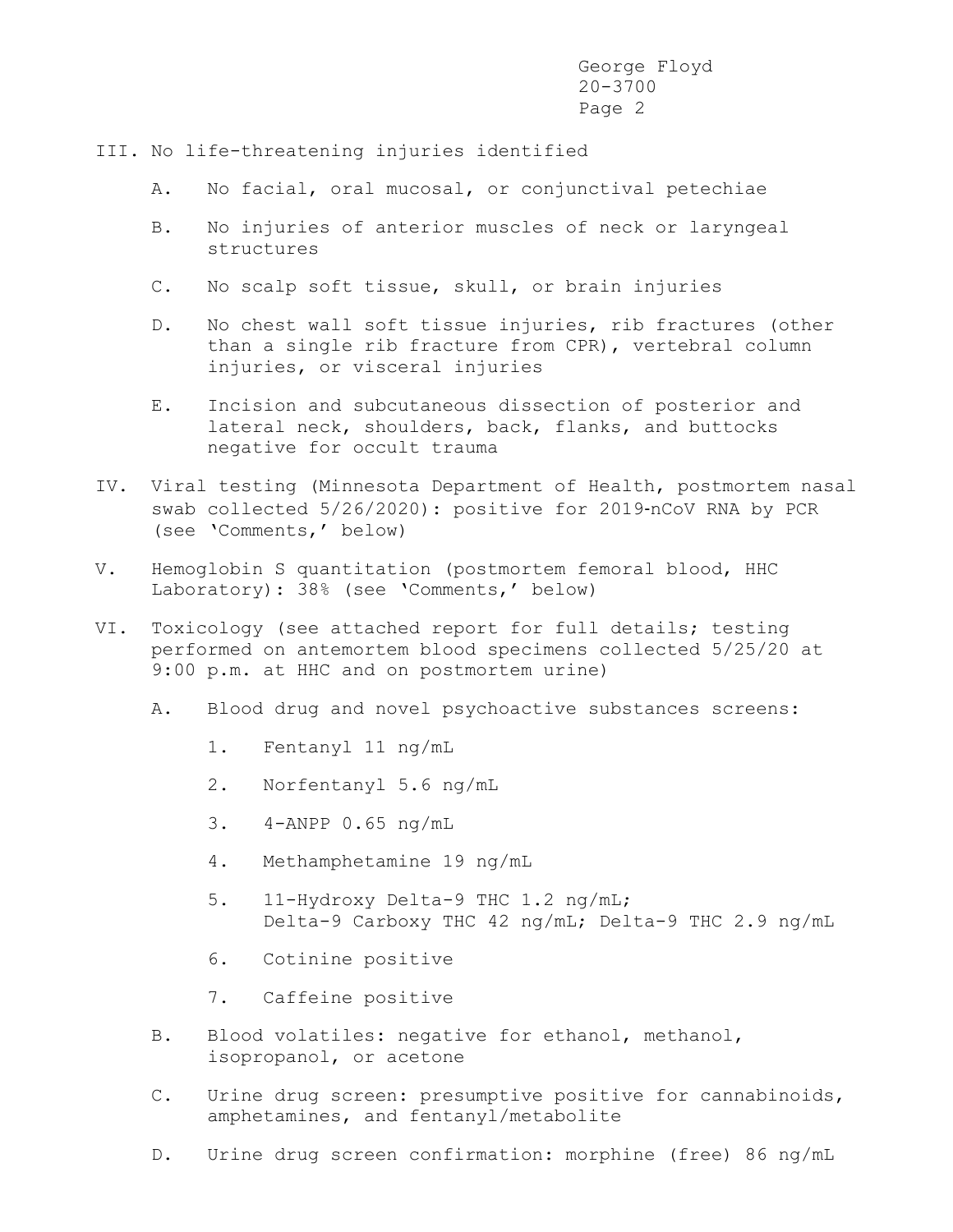III. No life-threatening injuries identified

   A. No facial, oral mucosal, or conjunctival petechiae

   B. No injuries of anterior muscles of neck or laryngeal structures

   C. No scalp soft tissue, skull, or brain injuries

   D. No chest wall soft tissue injuries, rib fractures (other than a single rib fracture from CPR), vertebral column injuries, or visceral injuries

   E. Incision and subcutaneous dissection of posterior and lateral neck, shoulders, back, flanks, and buttocks negative for occult trauma

IV. Viral testing (Minnesota Department of Health, postmortem nasal swab collected 5/26/2020): positive for 2019-nCoV RNA by PCR (see 'Comments,' below)

V. Hemoglobin S quantitation (postmortem femoral blood, HHC Laboratory): 38% (see 'Comments,' below)

VI. Toxicology (see attached report for full details; testing performed on antemortem blood specimens collected 5/25/20 at 9:00 p.m. at HHC and on postmortem urine)

   A. Blood drug and novel psychoactive substances screens:

      1. Fentanyl 11 ng/mL

      2. Norfentanyl 5.6 ng/mL

      3. 4-ANPP 0.65 ng/mL

      4. Methamphetamine 19 ng/mL

      5. 11-Hydroxy Delta-9 THC 1.2 ng/mL; Delta-9 Carboxy THC 42 ng/mL; Delta-9 THC 2.9 ng/mL

      6. Cotinine positive

      7. Caffeine positive

   B. Blood volatiles: negative for ethanol, methanol, isopropanol, or acetone

   C. Urine drug screen: presumptive positive for cannabinoids, amphetamines, and fentanyl/metabolite

   D. Urine drug screen confirmation: morphine (free) 86 ng/mL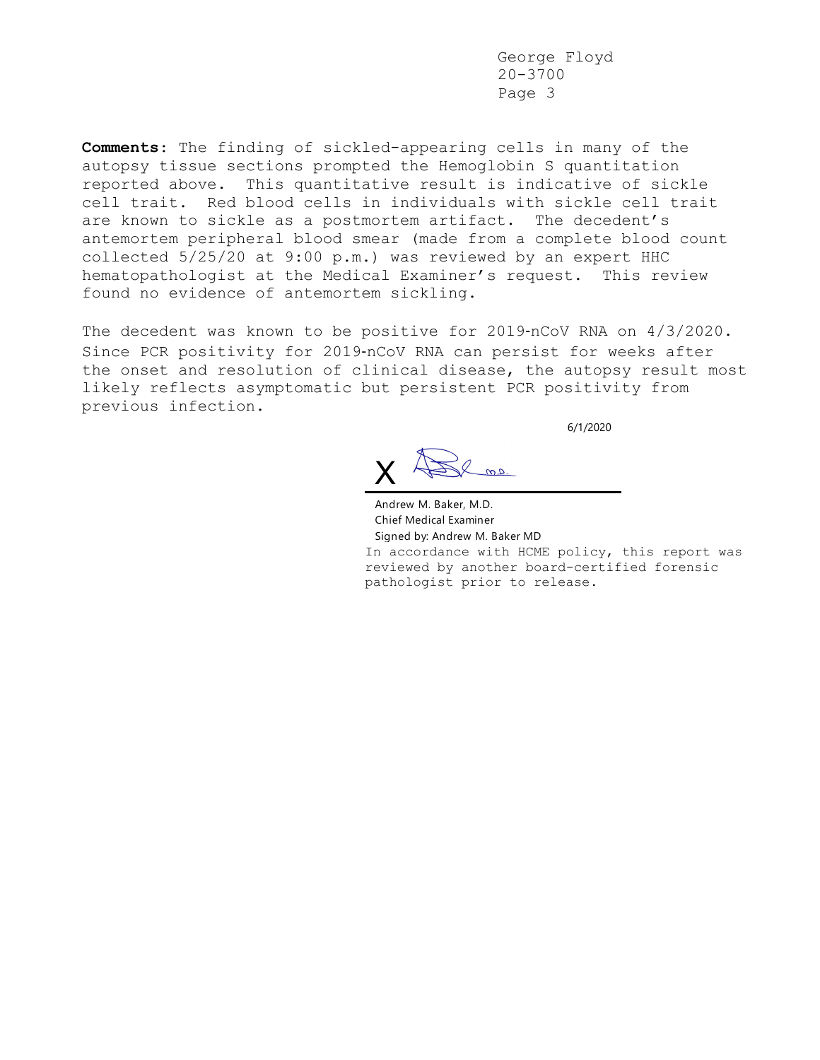**Comments:** The finding of sickled-appearing cells in many of the autopsy tissue sections prompted the Hemoglobin S quantitation reported above. This quantitative result is indicative of sickle cell trait. Red blood cells in individuals with sickle cell trait are known to sickle as a postmortem artifact. The decedent's antemortem peripheral blood smear (made from a complete blood count collected 5/25/20 at 9:00 p.m.) was reviewed by an expert HHC hematopathologist at the Medical Examiner's request. This review found no evidence of antemortem sickling.

The decedent was known to be positive for 2019-nCoV RNA on 4/3/2020. Since PCR positivity for 2019-nCoV RNA can persist for weeks after the onset and resolution of clinical disease, the autopsy result most likely reflects asymptomatic but persistent PCR positivity from previous infection.

6/1/2020

X

Andrew M. Baker, M.D.
Chief Medical Examiner
Signed by: Andrew M. Baker MD

In accordance with HCME policy, this report was reviewed by another board-certified forensic pathologist prior to release.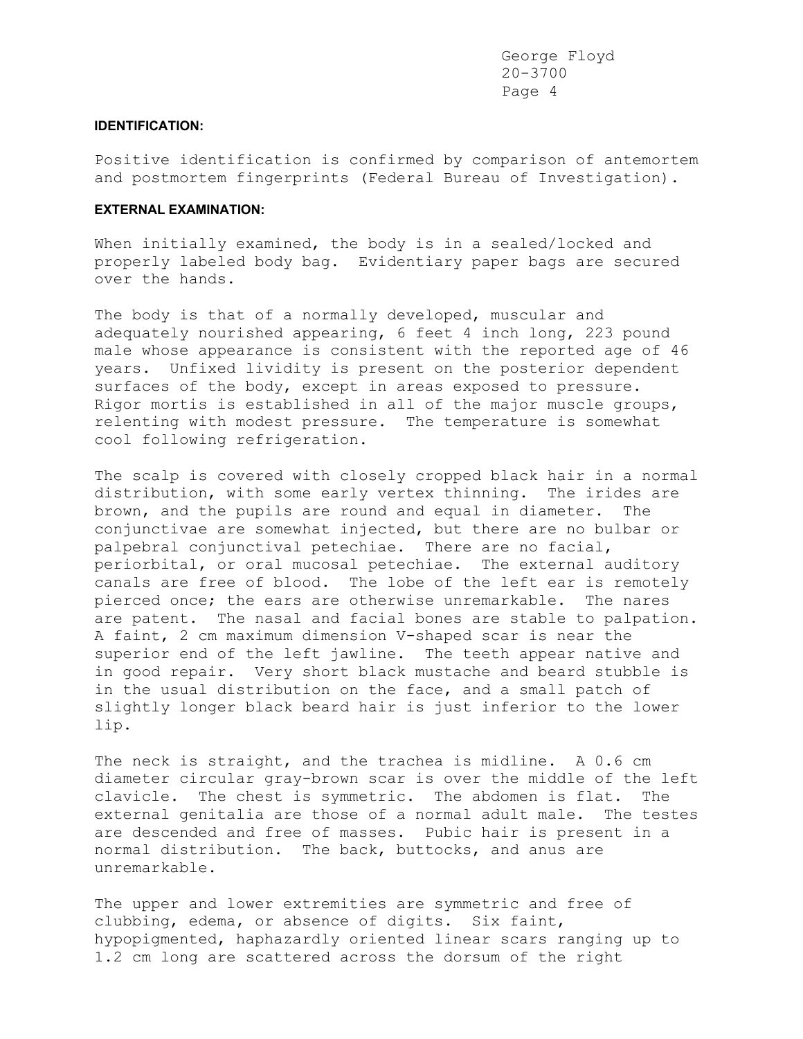## IDENTIFICATION:

Positive identification is confirmed by comparison of antemortem and postmortem fingerprints (Federal Bureau of Investigation).

## EXTERNAL EXAMINATION:

When initially examined, the body is in a sealed/locked and properly labeled body bag. Evidentiary paper bags are secured over the hands.

The body is that of a normally developed, muscular and adequately nourished appearing, 6 feet 4 inch long, 223 pound male whose appearance is consistent with the reported age of 46 years. Unfixed lividity is present on the posterior dependent surfaces of the body, except in areas exposed to pressure. Rigor mortis is established in all of the major muscle groups, relenting with modest pressure. The temperature is somewhat cool following refrigeration.

The scalp is covered with closely cropped black hair in a normal distribution, with some early vertex thinning. The irides are brown, and the pupils are round and equal in diameter. The conjunctivae are somewhat injected, but there are no bulbar or palpebral conjunctival petechiae. There are no facial, periorbital, or oral mucosal petechiae. The external auditory canals are free of blood. The lobe of the left ear is remotely pierced once; the ears are otherwise unremarkable. The nares are patent. The nasal and facial bones are stable to palpation. A faint, 2 cm maximum dimension V-shaped scar is near the superior end of the left jawline. The teeth appear native and in good repair. Very short black mustache and beard stubble is in the usual distribution on the face, and a small patch of slightly longer black beard hair is just inferior to the lower lip.

The neck is straight, and the trachea is midline. A 0.6 cm diameter circular gray-brown scar is over the middle of the left clavicle. The chest is symmetric. The abdomen is flat. The external genitalia are those of a normal adult male. The testes are descended and free of masses. Pubic hair is present in a normal distribution. The back, buttocks, and anus are unremarkable.

The upper and lower extremities are symmetric and free of clubbing, edema, or absence of digits. Six faint, hypopigmented, haphazardly oriented linear scars ranging up to 1.2 cm long are scattered across the dorsum of the right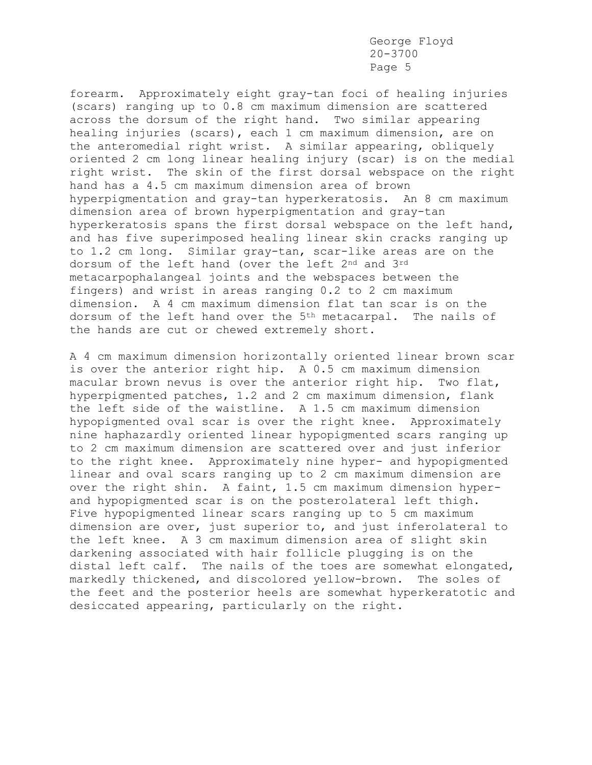forearm. Approximately eight gray-tan foci of healing injuries (scars) ranging up to 0.8 cm maximum dimension are scattered across the dorsum of the right hand. Two similar appearing healing injuries (scars), each 1 cm maximum dimension, are on the anteromedial right wrist. A similar appearing, obliquely oriented 2 cm long linear healing injury (scar) is on the medial right wrist. The skin of the first dorsal webspace on the right hand has a 4.5 cm maximum dimension area of brown hyperpigmentation and gray-tan hyperkeratosis. An 8 cm maximum dimension area of brown hyperpigmentation and gray-tan hyperkeratosis spans the first dorsal webspace on the left hand, and has five superimposed healing linear skin cracks ranging up to 1.2 cm long. Similar gray-tan, scar-like areas are on the dorsum of the left hand (over the left 2nd and 3rd metacarpophalangeal joints and the webspaces between the fingers) and wrist in areas ranging 0.2 to 2 cm maximum dimension. A 4 cm maximum dimension flat tan scar is on the dorsum of the left hand over the 5th metacarpal. The nails of the hands are cut or chewed extremely short.

A 4 cm maximum dimension horizontally oriented linear brown scar is over the anterior right hip. A 0.5 cm maximum dimension macular brown nevus is over the anterior right hip. Two flat, hyperpigmented patches, 1.2 and 2 cm maximum dimension, flank the left side of the waistline. A 1.5 cm maximum dimension hypopigmented oval scar is over the right knee. Approximately nine haphazardly oriented linear hypopigmented scars ranging up to 2 cm maximum dimension are scattered over and just inferior to the right knee. Approximately nine hyper- and hypopigmented linear and oval scars ranging up to 2 cm maximum dimension are over the right shin. A faint, 1.5 cm maximum dimension hyper- and hypopigmented scar is on the posterolateral left thigh. Five hypopigmented linear scars ranging up to 5 cm maximum dimension are over, just superior to, and just inferolateral to the left knee. A 3 cm maximum dimension area of slight skin darkening associated with hair follicle plugging is on the distal left calf. The nails of the toes are somewhat elongated, markedly thickened, and discolored yellow-brown. The soles of the feet and the posterior heels are somewhat hyperkeratotic and desiccated appearing, particularly on the right.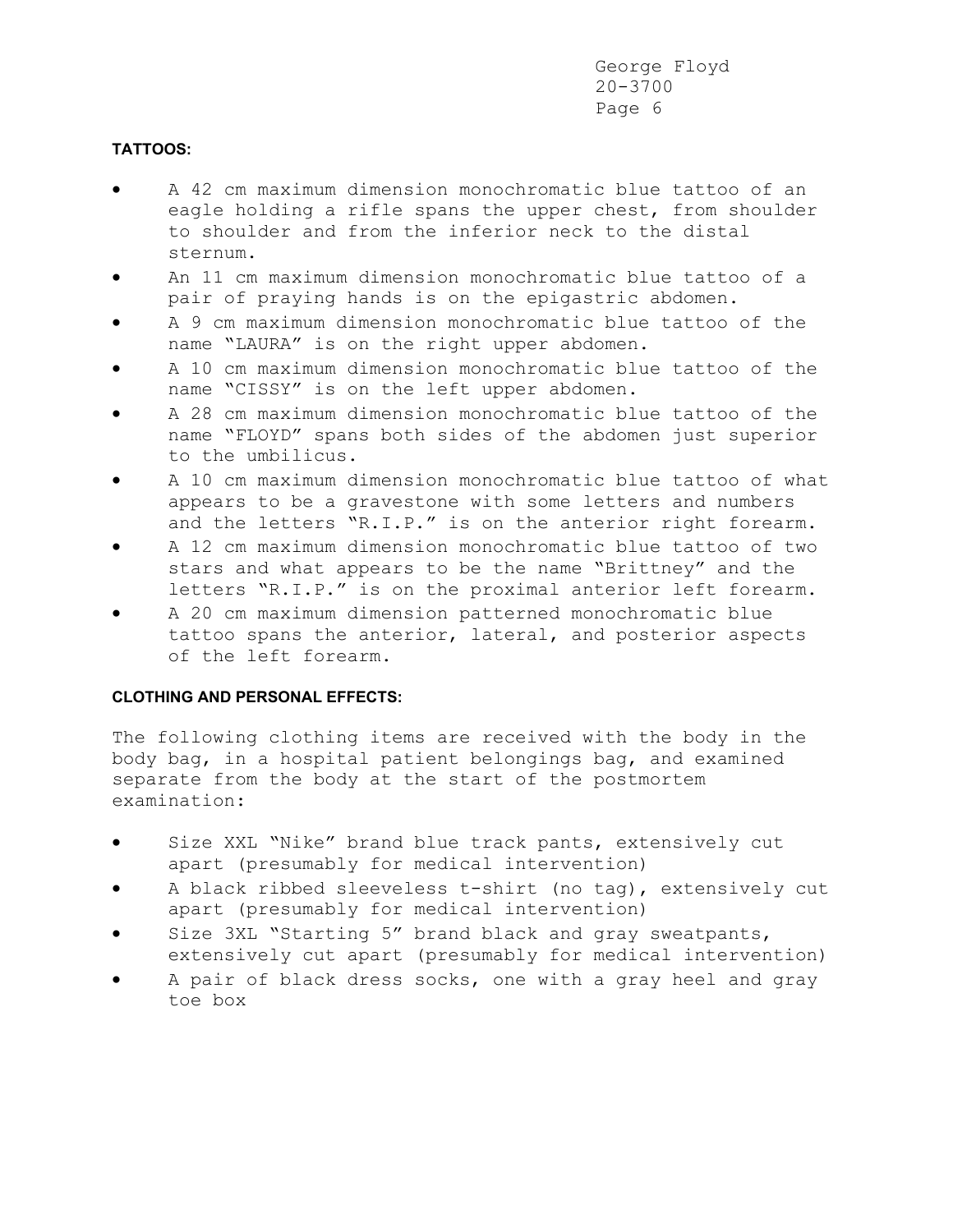### TATTOOS:

- A 42 cm maximum dimension monochromatic blue tattoo of an eagle holding a rifle spans the upper chest, from shoulder to shoulder and from the inferior neck to the distal sternum.
- An 11 cm maximum dimension monochromatic blue tattoo of a pair of praying hands is on the epigastric abdomen.
- A 9 cm maximum dimension monochromatic blue tattoo of the name "LAURA" is on the right upper abdomen.
- A 10 cm maximum dimension monochromatic blue tattoo of the name "CISSY" is on the left upper abdomen.
- A 28 cm maximum dimension monochromatic blue tattoo of the name "FLOYD" spans both sides of the abdomen just superior to the umbilicus.
- A 10 cm maximum dimension monochromatic blue tattoo of what appears to be a gravestone with some letters and numbers and the letters "R.I.P." is on the anterior right forearm.
- A 12 cm maximum dimension monochromatic blue tattoo of two stars and what appears to be the name "Brittney" and the letters "R.I.P." is on the proximal anterior left forearm.
- A 20 cm maximum dimension patterned monochromatic blue tattoo spans the anterior, lateral, and posterior aspects of the left forearm.

### CLOTHING AND PERSONAL EFFECTS:

The following clothing items are received with the body in the body bag, in a hospital patient belongings bag, and examined separate from the body at the start of the postmortem examination:

- Size XXL "Nike" brand blue track pants, extensively cut apart (presumably for medical intervention)
- A black ribbed sleeveless t-shirt (no tag), extensively cut apart (presumably for medical intervention)
- Size 3XL "Starting 5" brand black and gray sweatpants, extensively cut apart (presumably for medical intervention)
- A pair of black dress socks, one with a gray heel and gray toe box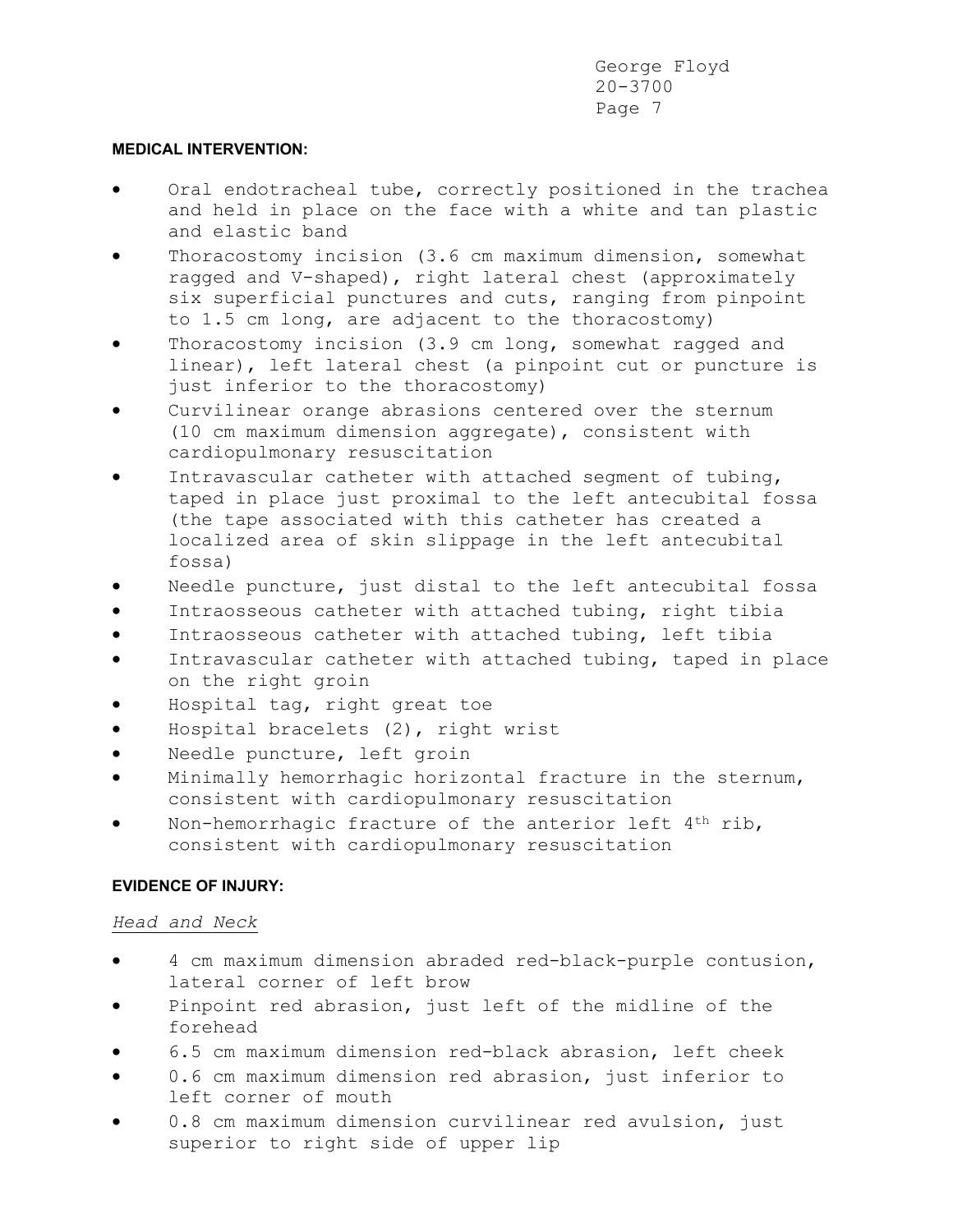**MEDICAL INTERVENTION:**

- Oral endotracheal tube, correctly positioned in the trachea and held in place on the face with a white and tan plastic and elastic band
- Thoracostomy incision (3.6 cm maximum dimension, somewhat ragged and V-shaped), right lateral chest (approximately six superficial punctures and cuts, ranging from pinpoint to 1.5 cm long, are adjacent to the thoracostomy)
- Thoracostomy incision (3.9 cm long, somewhat ragged and linear), left lateral chest (a pinpoint cut or puncture is just inferior to the thoracostomy)
- Curvilinear orange abrasions centered over the sternum (10 cm maximum dimension aggregate), consistent with cardiopulmonary resuscitation
- Intravascular catheter with attached segment of tubing, taped in place just proximal to the left antecubital fossa (the tape associated with this catheter has created a localized area of skin slippage in the left antecubital fossa)
- Needle puncture, just distal to the left antecubital fossa
- Intraosseous catheter with attached tubing, right tibia
- Intraosseous catheter with attached tubing, left tibia
- Intravascular catheter with attached tubing, taped in place on the right groin
- Hospital tag, right great toe
- Hospital bracelets (2), right wrist
- Needle puncture, left groin
- Minimally hemorrhagic horizontal fracture in the sternum, consistent with cardiopulmonary resuscitation
- Non-hemorrhagic fracture of the anterior left 4th rib, consistent with cardiopulmonary resuscitation

**EVIDENCE OF INJURY:**

*Head and Neck*

- 4 cm maximum dimension abraded red-black-purple contusion, lateral corner of left brow
- Pinpoint red abrasion, just left of the midline of the forehead
- 6.5 cm maximum dimension red-black abrasion, left cheek
- 0.6 cm maximum dimension red abrasion, just inferior to left corner of mouth
- 0.8 cm maximum dimension curvilinear red avulsion, just superior to right side of upper lip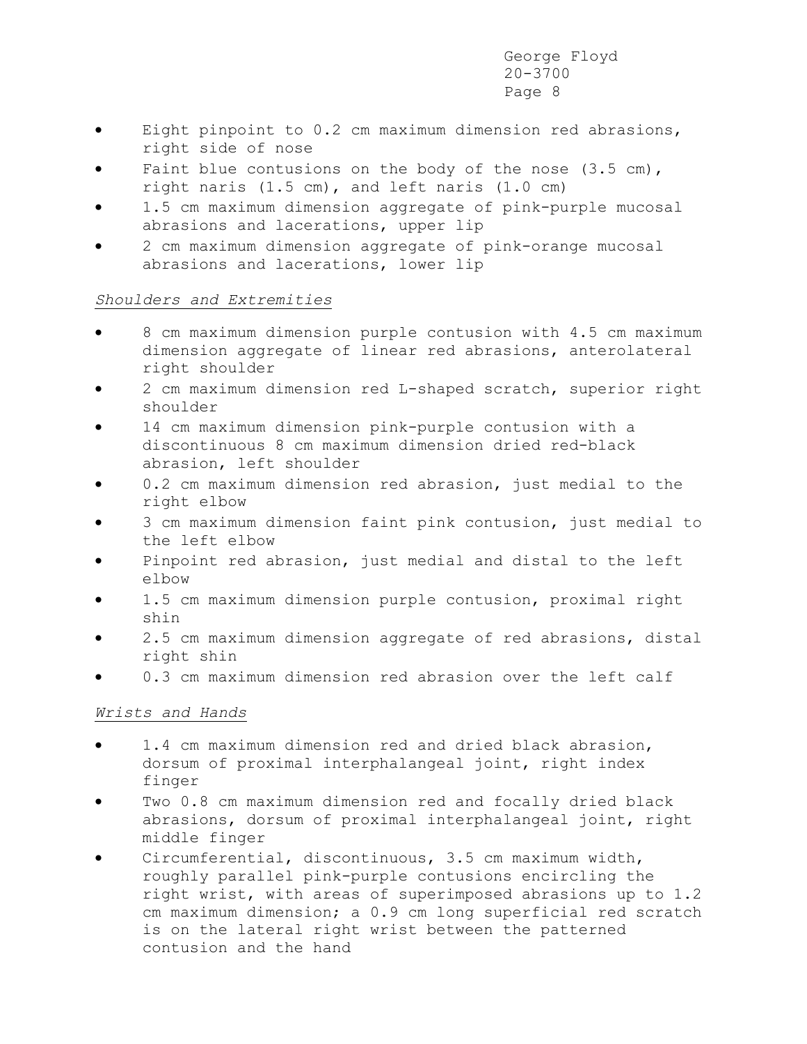- Eight pinpoint to 0.2 cm maximum dimension red abrasions, right side of nose
- Faint blue contusions on the body of the nose (3.5 cm), right naris (1.5 cm), and left naris (1.0 cm)
- 1.5 cm maximum dimension aggregate of pink-purple mucosal abrasions and lacerations, upper lip
- 2 cm maximum dimension aggregate of pink-orange mucosal abrasions and lacerations, lower lip

*Shoulders and Extremities*

- 8 cm maximum dimension purple contusion with 4.5 cm maximum dimension aggregate of linear red abrasions, anterolateral right shoulder
- 2 cm maximum dimension red L-shaped scratch, superior right shoulder
- 14 cm maximum dimension pink-purple contusion with a discontinuous 8 cm maximum dimension dried red-black abrasion, left shoulder
- 0.2 cm maximum dimension red abrasion, just medial to the right elbow
- 3 cm maximum dimension faint pink contusion, just medial to the left elbow
- Pinpoint red abrasion, just medial and distal to the left elbow
- 1.5 cm maximum dimension purple contusion, proximal right shin
- 2.5 cm maximum dimension aggregate of red abrasions, distal right shin
- 0.3 cm maximum dimension red abrasion over the left calf

*Wrists and Hands*

- 1.4 cm maximum dimension red and dried black abrasion, dorsum of proximal interphalangeal joint, right index finger
- Two 0.8 cm maximum dimension red and focally dried black abrasions, dorsum of proximal interphalangeal joint, right middle finger
- Circumferential, discontinuous, 3.5 cm maximum width, roughly parallel pink-purple contusions encircling the right wrist, with areas of superimposed abrasions up to 1.2 cm maximum dimension; a 0.9 cm long superficial red scratch is on the lateral right wrist between the patterned contusion and the hand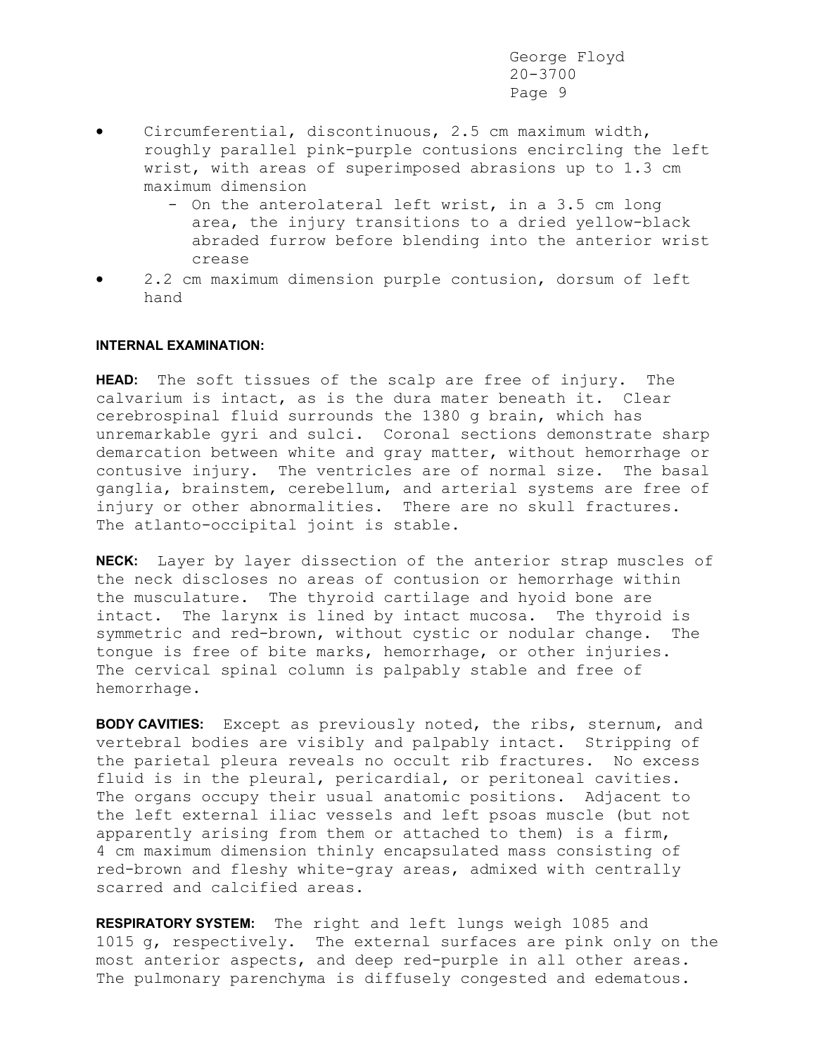- Circumferential, discontinuous, 2.5 cm maximum width, roughly parallel pink-purple contusions encircling the left wrist, with areas of superimposed abrasions up to 1.3 cm maximum dimension
  - On the anterolateral left wrist, in a 3.5 cm long area, the injury transitions to a dried yellow-black abraded furrow before blending into the anterior wrist crease
- 2.2 cm maximum dimension purple contusion, dorsum of left hand

**INTERNAL EXAMINATION:**

**HEAD:** The soft tissues of the scalp are free of injury. The calvarium is intact, as is the dura mater beneath it. Clear cerebrospinal fluid surrounds the 1380 g brain, which has unremarkable gyri and sulci. Coronal sections demonstrate sharp demarcation between white and gray matter, without hemorrhage or contusive injury. The ventricles are of normal size. The basal ganglia, brainstem, cerebellum, and arterial systems are free of injury or other abnormalities. There are no skull fractures. The atlanto-occipital joint is stable.

**NECK:** Layer by layer dissection of the anterior strap muscles of the neck discloses no areas of contusion or hemorrhage within the musculature. The thyroid cartilage and hyoid bone are intact. The larynx is lined by intact mucosa. The thyroid is symmetric and red-brown, without cystic or nodular change. The tongue is free of bite marks, hemorrhage, or other injuries. The cervical spinal column is palpably stable and free of hemorrhage.

**BODY CAVITIES:** Except as previously noted, the ribs, sternum, and vertebral bodies are visibly and palpably intact. Stripping of the parietal pleura reveals no occult rib fractures. No excess fluid is in the pleural, pericardial, or peritoneal cavities. The organs occupy their usual anatomic positions. Adjacent to the left external iliac vessels and left psoas muscle (but not apparently arising from them or attached to them) is a firm, 4 cm maximum dimension thinly encapsulated mass consisting of red-brown and fleshy white-gray areas, admixed with centrally scarred and calcified areas.

**RESPIRATORY SYSTEM:** The right and left lungs weigh 1085 and 1015 g, respectively. The external surfaces are pink only on the most anterior aspects, and deep red-purple in all other areas. The pulmonary parenchyma is diffusely congested and edematous.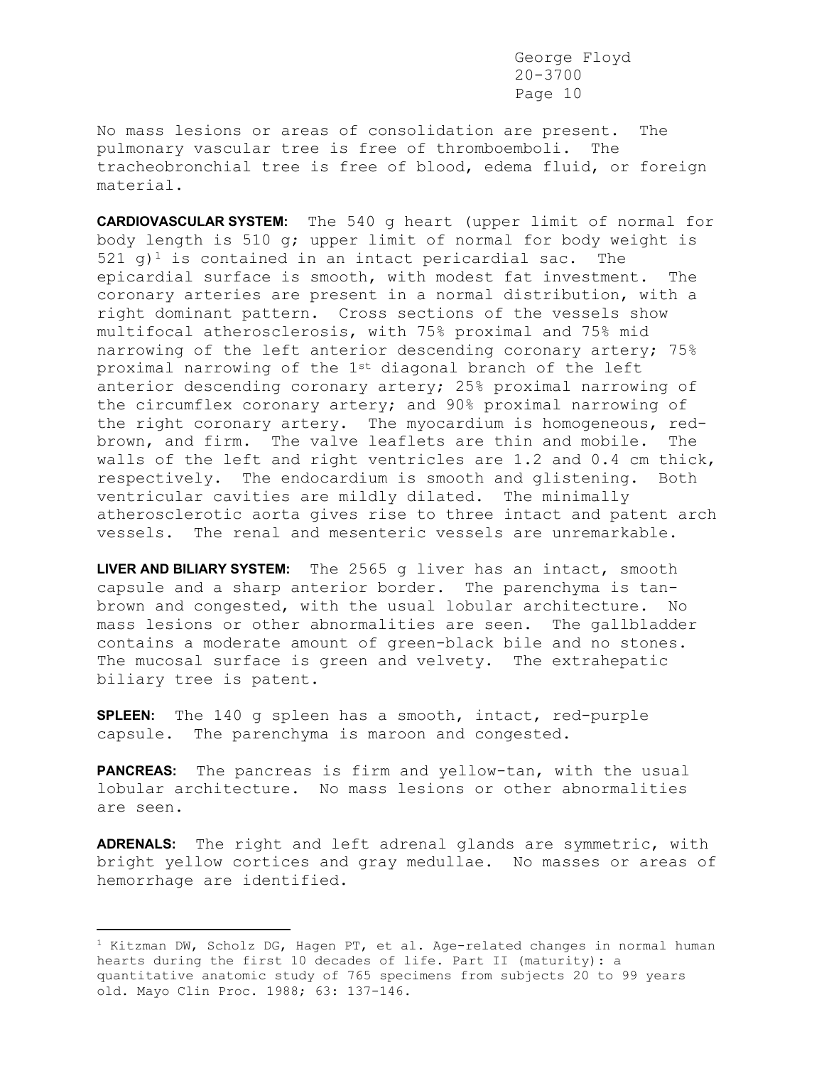No mass lesions or areas of consolidation are present. The pulmonary vascular tree is free of thromboemboli. The tracheobronchial tree is free of blood, edema fluid, or foreign material.

**CARDIOVASCULAR SYSTEM:** The 540 g heart (upper limit of normal for body length is 510 g; upper limit of normal for body weight is 521 g)[1] is contained in an intact pericardial sac. The epicardial surface is smooth, with modest fat investment. The coronary arteries are present in a normal distribution, with a right dominant pattern. Cross sections of the vessels show multifocal atherosclerosis, with 75% proximal and 75% mid narrowing of the left anterior descending coronary artery; 75% proximal narrowing of the 1st diagonal branch of the left anterior descending coronary artery; 25% proximal narrowing of the circumflex coronary artery; and 90% proximal narrowing of the right coronary artery. The myocardium is homogeneous, red-brown, and firm. The valve leaflets are thin and mobile. The walls of the left and right ventricles are 1.2 and 0.4 cm thick, respectively. The endocardium is smooth and glistening. Both ventricular cavities are mildly dilated. The minimally atherosclerotic aorta gives rise to three intact and patent arch vessels. The renal and mesenteric vessels are unremarkable.

**LIVER AND BILIARY SYSTEM:** The 2565 g liver has an intact, smooth capsule and a sharp anterior border. The parenchyma is tan-brown and congested, with the usual lobular architecture. No mass lesions or other abnormalities are seen. The gallbladder contains a moderate amount of green-black bile and no stones. The mucosal surface is green and velvety. The extrahepatic biliary tree is patent.

**SPLEEN:** The 140 g spleen has a smooth, intact, red-purple capsule. The parenchyma is maroon and congested.

**PANCREAS:** The pancreas is firm and yellow-tan, with the usual lobular architecture. No mass lesions or other abnormalities are seen.

**ADRENALS:** The right and left adrenal glands are symmetric, with bright yellow cortices and gray medullae. No masses or areas of hemorrhage are identified.

---

[1] Kitzman DW, Scholz DG, Hagen PT, et al. Age-related changes in normal human hearts during the first 10 decades of life. Part II (maturity): a quantitative anatomic study of 765 specimens from subjects 20 to 99 years old. Mayo Clin Proc. 1988; 63: 137-146.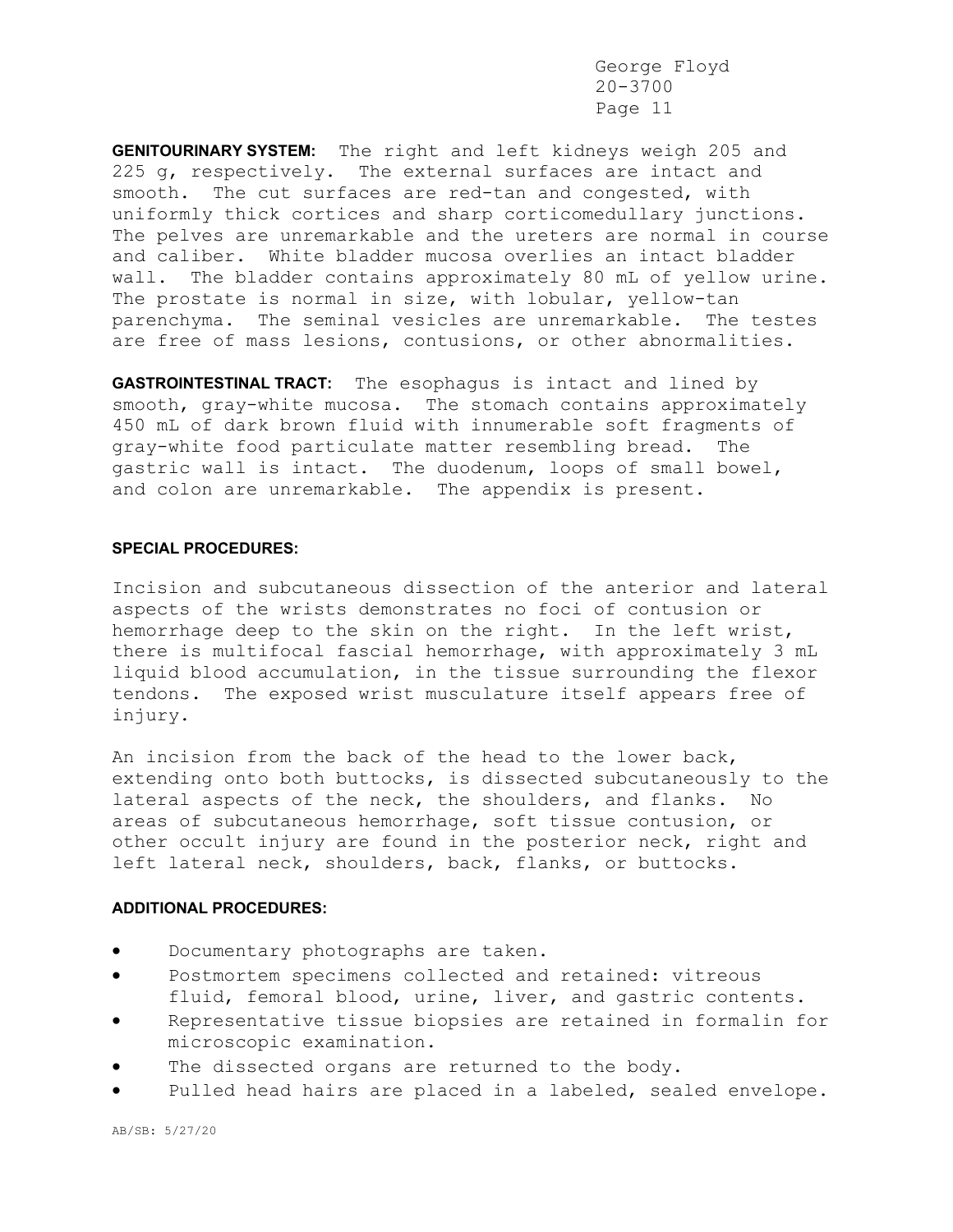**GENITOURINARY SYSTEM:** The right and left kidneys weigh 205 and 225 g, respectively. The external surfaces are intact and smooth. The cut surfaces are red-tan and congested, with uniformly thick cortices and sharp corticomedullary junctions. The pelves are unremarkable and the ureters are normal in course and caliber. White bladder mucosa overlies an intact bladder wall. The bladder contains approximately 80 mL of yellow urine. The prostate is normal in size, with lobular, yellow-tan parenchyma. The seminal vesicles are unremarkable. The testes are free of mass lesions, contusions, or other abnormalities.

**GASTROINTESTINAL TRACT:** The esophagus is intact and lined by smooth, gray-white mucosa. The stomach contains approximately 450 mL of dark brown fluid with innumerable soft fragments of gray-white food particulate matter resembling bread. The gastric wall is intact. The duodenum, loops of small bowel, and colon are unremarkable. The appendix is present.

**SPECIAL PROCEDURES:**

Incision and subcutaneous dissection of the anterior and lateral aspects of the wrists demonstrates no foci of contusion or hemorrhage deep to the skin on the right. In the left wrist, there is multifocal fascial hemorrhage, with approximately 3 mL liquid blood accumulation, in the tissue surrounding the flexor tendons. The exposed wrist musculature itself appears free of injury.

An incision from the back of the head to the lower back, extending onto both buttocks, is dissected subcutaneously to the lateral aspects of the neck, the shoulders, and flanks. No areas of subcutaneous hemorrhage, soft tissue contusion, or other occult injury are found in the posterior neck, right and left lateral neck, shoulders, back, flanks, or buttocks.

**ADDITIONAL PROCEDURES:**

- Documentary photographs are taken.
- Postmortem specimens collected and retained: vitreous fluid, femoral blood, urine, liver, and gastric contents.
- Representative tissue biopsies are retained in formalin for microscopic examination.
- The dissected organs are returned to the body.
- Pulled head hairs are placed in a labeled, sealed envelope.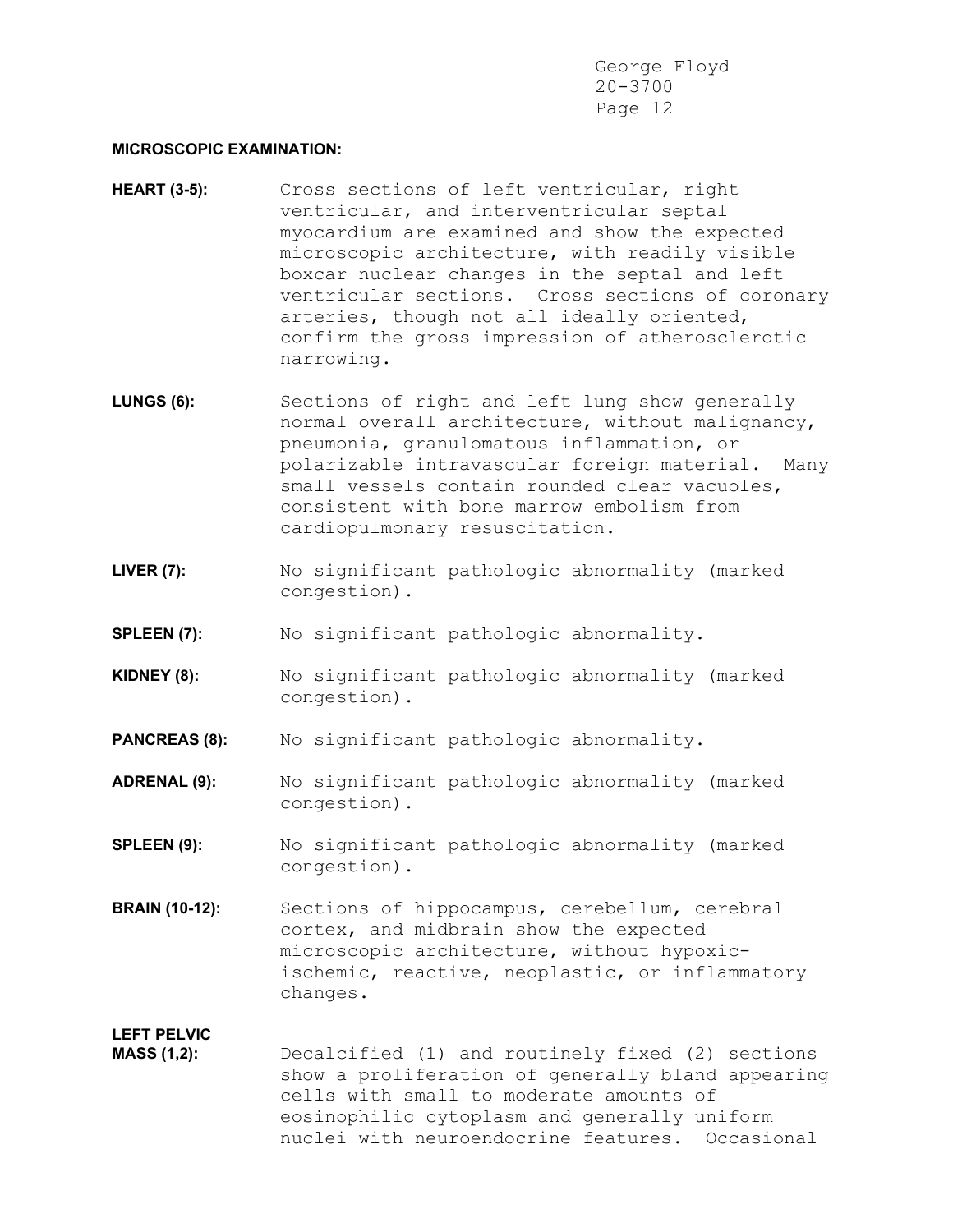**MICROSCOPIC EXAMINATION:**

**HEART (3-5):** Cross sections of left ventricular, right ventricular, and interventricular septal myocardium are examined and show the expected microscopic architecture, with readily visible boxcar nuclear changes in the septal and left ventricular sections. Cross sections of coronary arteries, though not all ideally oriented, confirm the gross impression of atherosclerotic narrowing.

**LUNGS (6):** Sections of right and left lung show generally normal overall architecture, without malignancy, pneumonia, granulomatous inflammation, or polarizable intravascular foreign material. Many small vessels contain rounded clear vacuoles, consistent with bone marrow embolism from cardiopulmonary resuscitation.

**LIVER (7):** No significant pathologic abnormality (marked congestion).

**SPLEEN (7):** No significant pathologic abnormality.

**KIDNEY (8):** No significant pathologic abnormality (marked congestion).

**PANCREAS (8):** No significant pathologic abnormality.

**ADRENAL (9):** No significant pathologic abnormality (marked congestion).

**SPLEEN (9):** No significant pathologic abnormality (marked congestion).

**BRAIN (10-12):** Sections of hippocampus, cerebellum, cerebral cortex, and midbrain show the expected microscopic architecture, without hypoxic-ischemic, reactive, neoplastic, or inflammatory changes.

**LEFT PELVIC MASS (1,2):** Decalcified (1) and routinely fixed (2) sections show a proliferation of generally bland appearing cells with small to moderate amounts of eosinophilic cytoplasm and generally uniform nuclei with neuroendocrine features. Occasional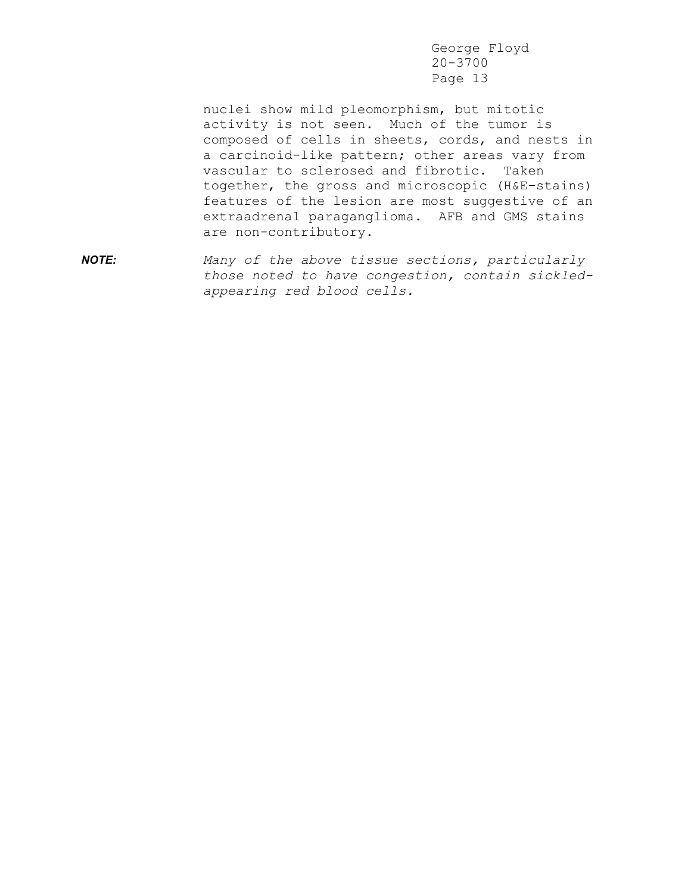nuclei show mild pleomorphism, but mitotic activity is not seen. Much of the tumor is composed of cells in sheets, cords, and nests in a carcinoid-like pattern; other areas vary from vascular to sclerosed and fibrotic. Taken together, the gross and microscopic (H&E-stains) features of the lesion are most suggestive of an extraadrenal paraganglioma. AFB and GMS stains are non-contributory.

***NOTE:*** *Many of the above tissue sections, particularly those noted to have congestion, contain sickled-appearing red blood cells.*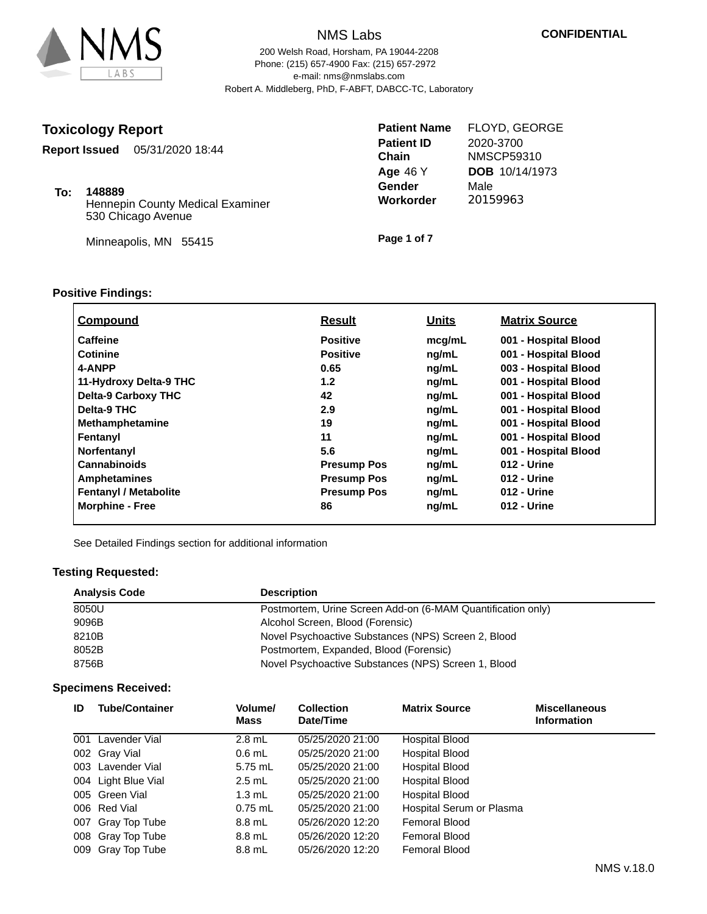NMS Labs

200 Welsh Road, Horsham, PA 19044-2208
Phone: (215) 657-4900 Fax: (215) 657-2972
e-mail: nms@nmslabs.com
Robert A. Middleberg, PhD, F-ABFT, DABCC-TC, Laboratory

**CONFIDENTIAL**

## Toxicology Report

**Report Issued** 05/31/2020 18:44

**To:** **148889**
Hennepin County Medical Examiner
530 Chicago Avenue

Minneapolis, MN 55415

| | |
|---|---|
| **Patient Name** | FLOYD, GEORGE |
| **Patient ID** | 2020-3700 |
| **Chain** | NMSCP59310 |
| **Age** 46 Y | **DOB** 10/14/1973 |
| **Gender** | Male |
| **Workorder** | 20159963 |

**Page 1 of 7**

### Positive Findings:

| Compound | Result | Units | Matrix Source |
|---|---|---|---|
| **Caffeine** | **Positive** | **mcg/mL** | **001 - Hospital Blood** |
| **Cotinine** | **Positive** | **ng/mL** | **001 - Hospital Blood** |
| **4-ANPP** | **0.65** | **ng/mL** | **003 - Hospital Blood** |
| **11-Hydroxy Delta-9 THC** | **1.2** | **ng/mL** | **001 - Hospital Blood** |
| **Delta-9 Carboxy THC** | **42** | **ng/mL** | **001 - Hospital Blood** |
| **Delta-9 THC** | **2.9** | **ng/mL** | **001 - Hospital Blood** |
| **Methamphetamine** | **19** | **ng/mL** | **001 - Hospital Blood** |
| **Fentanyl** | **11** | **ng/mL** | **001 - Hospital Blood** |
| **Norfentanyl** | **5.6** | **ng/mL** | **001 - Hospital Blood** |
| **Cannabinoids** | **Presump Pos** | **ng/mL** | **012 - Urine** |
| **Amphetamines** | **Presump Pos** | **ng/mL** | **012 - Urine** |
| **Fentanyl / Metabolite** | **Presump Pos** | **ng/mL** | **012 - Urine** |
| **Morphine - Free** | **86** | **ng/mL** | **012 - Urine** |

See Detailed Findings section for additional information

### Testing Requested:

| Analysis Code | Description |
|---|---|
| 8050U | Postmortem, Urine Screen Add-on (6-MAM Quantification only) |
| 9096B | Alcohol Screen, Blood (Forensic) |
| 8210B | Novel Psychoactive Substances (NPS) Screen 2, Blood |
| 8052B | Postmortem, Expanded, Blood (Forensic) |
| 8756B | Novel Psychoactive Substances (NPS) Screen 1, Blood |

### Specimens Received:

| ID | Tube/Container | Volume/ Mass | Collection Date/Time | Matrix Source | Miscellaneous Information |
|---|---|---|---|---|---|
| 001 | Lavender Vial | 2.8 mL | 05/25/2020 21:00 | Hospital Blood | |
| 002 | Gray Vial | 0.6 mL | 05/25/2020 21:00 | Hospital Blood | |
| 003 | Lavender Vial | 5.75 mL | 05/25/2020 21:00 | Hospital Blood | |
| 004 | Light Blue Vial | 2.5 mL | 05/25/2020 21:00 | Hospital Blood | |
| 005 | Green Vial | 1.3 mL | 05/25/2020 21:00 | Hospital Blood | |
| 006 | Red Vial | 0.75 mL | 05/25/2020 21:00 | Hospital Serum or Plasma | |
| 007 | Gray Top Tube | 8.8 mL | 05/26/2020 12:20 | Femoral Blood | |
| 008 | Gray Top Tube | 8.8 mL | 05/26/2020 12:20 | Femoral Blood | |
| 009 | Gray Top Tube | 8.8 mL | 05/26/2020 12:20 | Femoral Blood | |

NMS v.18.0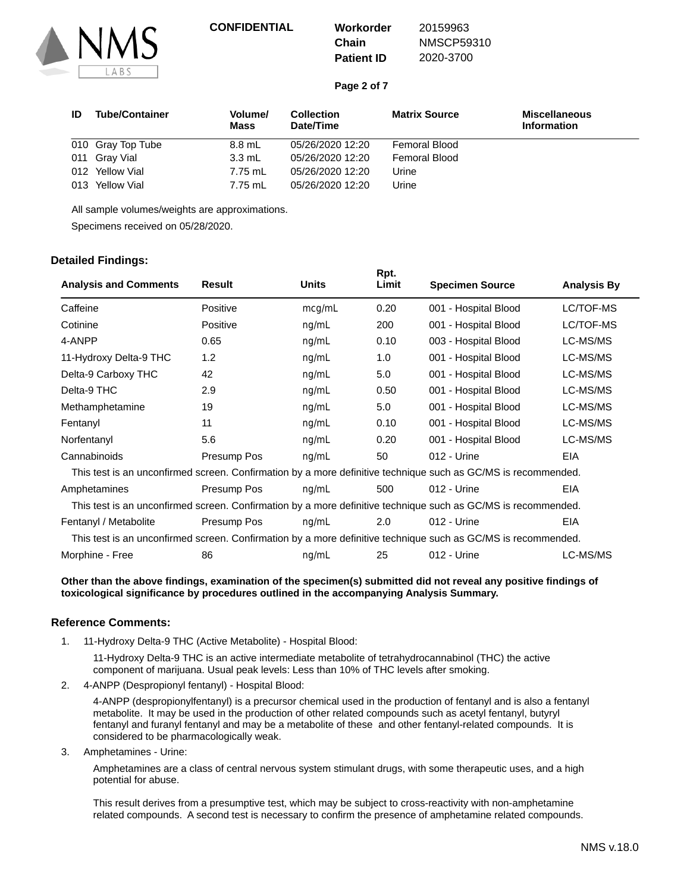**CONFIDENTIAL**

| | |
|---|---|
| **Workorder** | 20159963 |
| **Chain** | NMSCP59310 |
| **Patient ID** | 2020-3700 |

| ID | Tube/Container | Volume/ Mass | Collection Date/Time | Matrix Source | Miscellaneous Information |
|---|---|---|---|---|---|
| 010 | Gray Top Tube | 8.8 mL | 05/26/2020 12:20 | Femoral Blood | |
| 011 | Gray Vial | 3.3 mL | 05/26/2020 12:20 | Femoral Blood | |
| 012 | Yellow Vial | 7.75 mL | 05/26/2020 12:20 | Urine | |
| 013 | Yellow Vial | 7.75 mL | 05/26/2020 12:20 | Urine | |

All sample volumes/weights are approximations.

Specimens received on 05/28/2020.

## Detailed Findings:

| Analysis and Comments | Result | Units | Rpt. Limit | Specimen Source | Analysis By |
|---|---|---|---|---|---|
| Caffeine | Positive | mcg/mL | 0.20 | 001 - Hospital Blood | LC/TOF-MS |
| Cotinine | Positive | ng/mL | 200 | 001 - Hospital Blood | LC/TOF-MS |
| 4-ANPP | 0.65 | ng/mL | 0.10 | 003 - Hospital Blood | LC-MS/MS |
| 11-Hydroxy Delta-9 THC | 1.2 | ng/mL | 1.0 | 001 - Hospital Blood | LC-MS/MS |
| Delta-9 Carboxy THC | 42 | ng/mL | 5.0 | 001 - Hospital Blood | LC-MS/MS |
| Delta-9 THC | 2.9 | ng/mL | 0.50 | 001 - Hospital Blood | LC-MS/MS |
| Methamphetamine | 19 | ng/mL | 5.0 | 001 - Hospital Blood | LC-MS/MS |
| Fentanyl | 11 | ng/mL | 0.10 | 001 - Hospital Blood | LC-MS/MS |
| Norfentanyl | 5.6 | ng/mL | 0.20 | 001 - Hospital Blood | LC-MS/MS |
| Cannabinoids | Presump Pos | ng/mL | 50 | 012 - Urine | EIA |
| This test is an unconfirmed screen. Confirmation by a more definitive technique such as GC/MS is recommended. | | | | | |
| Amphetamines | Presump Pos | ng/mL | 500 | 012 - Urine | EIA |
| This test is an unconfirmed screen. Confirmation by a more definitive technique such as GC/MS is recommended. | | | | | |
| Fentanyl / Metabolite | Presump Pos | ng/mL | 2.0 | 012 - Urine | EIA |
| This test is an unconfirmed screen. Confirmation by a more definitive technique such as GC/MS is recommended. | | | | | |
| Morphine - Free | 86 | ng/mL | 25 | 012 - Urine | LC-MS/MS |

**Other than the above findings, examination of the specimen(s) submitted did not reveal any positive findings of toxicological significance by procedures outlined in the accompanying Analysis Summary.**

## Reference Comments:

1. 11-Hydroxy Delta-9 THC (Active Metabolite) - Hospital Blood:

   11-Hydroxy Delta-9 THC is an active intermediate metabolite of tetrahydrocannabinol (THC) the active component of marijuana. Usual peak levels: Less than 10% of THC levels after smoking.

2. 4-ANPP (Despropionyl fentanyl) - Hospital Blood:

   4-ANPP (despropionylfentanyl) is a precursor chemical used in the production of fentanyl and is also a fentanyl metabolite. It may be used in the production of other related compounds such as acetyl fentanyl, butyryl fentanyl and furanyl fentanyl and may be a metabolite of these and other fentanyl-related compounds. It is considered to be pharmacologically weak.

3. Amphetamines - Urine:

   Amphetamines are a class of central nervous system stimulant drugs, with some therapeutic uses, and a high potential for abuse.

   This result derives from a presumptive test, which may be subject to cross-reactivity with non-amphetamine related compounds. A second test is necessary to confirm the presence of amphetamine related compounds.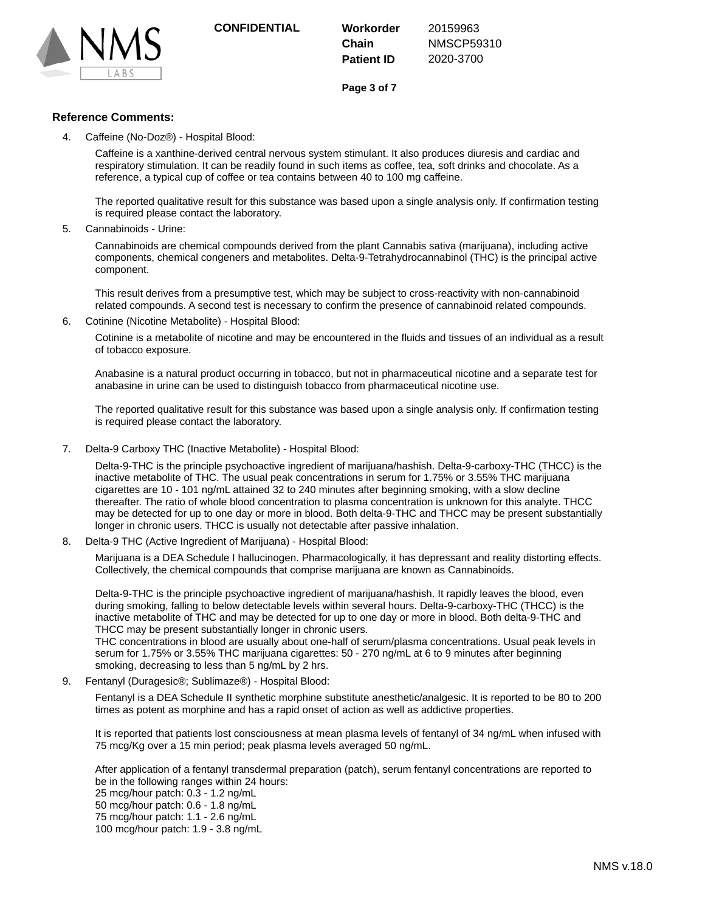CONFIDENTIAL

**Workorder** 20159963
**Chain** NMSCP59310
**Patient ID** 2020-3700

**Reference Comments:**

4. Caffeine (No-Doz®) - Hospital Blood:

   Caffeine is a xanthine-derived central nervous system stimulant. It also produces diuresis and cardiac and respiratory stimulation. It can be readily found in such items as coffee, tea, soft drinks and chocolate. As a reference, a typical cup of coffee or tea contains between 40 to 100 mg caffeine.

   The reported qualitative result for this substance was based upon a single analysis only. If confirmation testing is required please contact the laboratory.

5. Cannabinoids - Urine:

   Cannabinoids are chemical compounds derived from the plant Cannabis sativa (marijuana), including active components, chemical congeners and metabolites. Delta-9-Tetrahydrocannabinol (THC) is the principal active component.

   This result derives from a presumptive test, which may be subject to cross-reactivity with non-cannabinoid related compounds. A second test is necessary to confirm the presence of cannabinoid related compounds.

6. Cotinine (Nicotine Metabolite) - Hospital Blood:

   Cotinine is a metabolite of nicotine and may be encountered in the fluids and tissues of an individual as a result of tobacco exposure.

   Anabasine is a natural product occurring in tobacco, but not in pharmaceutical nicotine and a separate test for anabasine in urine can be used to distinguish tobacco from pharmaceutical nicotine use.

   The reported qualitative result for this substance was based upon a single analysis only. If confirmation testing is required please contact the laboratory.

7. Delta-9 Carboxy THC (Inactive Metabolite) - Hospital Blood:

   Delta-9-THC is the principle psychoactive ingredient of marijuana/hashish. Delta-9-carboxy-THC (THCC) is the inactive metabolite of THC. The usual peak concentrations in serum for 1.75% or 3.55% THC marijuana cigarettes are 10 - 101 ng/mL attained 32 to 240 minutes after beginning smoking, with a slow decline thereafter. The ratio of whole blood concentration to plasma concentration is unknown for this analyte. THCC may be detected for up to one day or more in blood. Both delta-9-THC and THCC may be present substantially longer in chronic users. THCC is usually not detectable after passive inhalation.

8. Delta-9 THC (Active Ingredient of Marijuana) - Hospital Blood:

   Marijuana is a DEA Schedule I hallucinogen. Pharmacologically, it has depressant and reality distorting effects. Collectively, the chemical compounds that comprise marijuana are known as Cannabinoids.

   Delta-9-THC is the principle psychoactive ingredient of marijuana/hashish. It rapidly leaves the blood, even during smoking, falling to below detectable levels within several hours. Delta-9-carboxy-THC (THCC) is the inactive metabolite of THC and may be detected for up to one day or more in blood. Both delta-9-THC and THCC may be present substantially longer in chronic users.
   THC concentrations in blood are usually about one-half of serum/plasma concentrations. Usual peak levels in serum for 1.75% or 3.55% THC marijuana cigarettes: 50 - 270 ng/mL at 6 to 9 minutes after beginning smoking, decreasing to less than 5 ng/mL by 2 hrs.

9. Fentanyl (Duragesic®; Sublimaze®) - Hospital Blood:

   Fentanyl is a DEA Schedule II synthetic morphine substitute anesthetic/analgesic. It is reported to be 80 to 200 times as potent as morphine and has a rapid onset of action as well as addictive properties.

   It is reported that patients lost consciousness at mean plasma levels of fentanyl of 34 ng/mL when infused with 75 mcg/Kg over a 15 min period; peak plasma levels averaged 50 ng/mL.

   After application of a fentanyl transdermal preparation (patch), serum fentanyl concentrations are reported to be in the following ranges within 24 hours:
   25 mcg/hour patch: 0.3 - 1.2 ng/mL
   50 mcg/hour patch: 0.6 - 1.8 ng/mL
   75 mcg/hour patch: 1.1 - 2.6 ng/mL
   100 mcg/hour patch: 1.9 - 3.8 ng/mL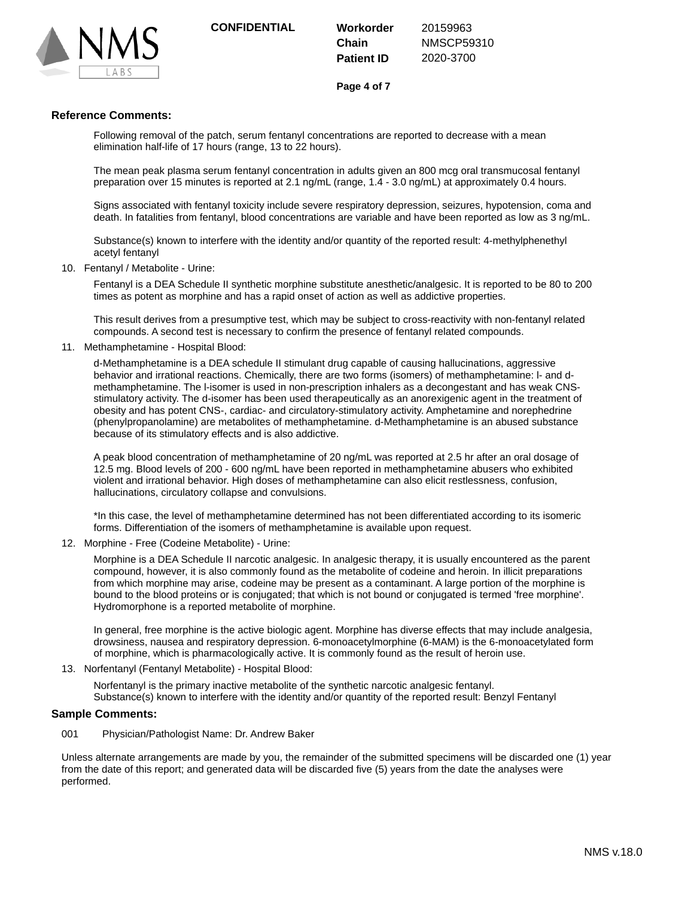## Reference Comments:

Following removal of the patch, serum fentanyl concentrations are reported to decrease with a mean elimination half-life of 17 hours (range, 13 to 22 hours).

The mean peak plasma serum fentanyl concentration in adults given an 800 mcg oral transmucosal fentanyl preparation over 15 minutes is reported at 2.1 ng/mL (range, 1.4 - 3.0 ng/mL) at approximately 0.4 hours.

Signs associated with fentanyl toxicity include severe respiratory depression, seizures, hypotension, coma and death. In fatalities from fentanyl, blood concentrations are variable and have been reported as low as 3 ng/mL.

Substance(s) known to interfere with the identity and/or quantity of the reported result: 4-methylphenethyl acetyl fentanyl

10. Fentanyl / Metabolite - Urine:

    Fentanyl is a DEA Schedule II synthetic morphine substitute anesthetic/analgesic. It is reported to be 80 to 200 times as potent as morphine and has a rapid onset of action as well as addictive properties.

    This result derives from a presumptive test, which may be subject to cross-reactivity with non-fentanyl related compounds. A second test is necessary to confirm the presence of fentanyl related compounds.

11. Methamphetamine - Hospital Blood:

    d-Methamphetamine is a DEA schedule II stimulant drug capable of causing hallucinations, aggressive behavior and irrational reactions. Chemically, there are two forms (isomers) of methamphetamine: l- and d-methamphetamine. The l-isomer is used in non-prescription inhalers as a decongestant and has weak CNS-stimulatory activity. The d-isomer has been used therapeutically as an anorexigenic agent in the treatment of obesity and has potent CNS-, cardiac- and circulatory-stimulatory activity. Amphetamine and norephedrine (phenylpropanolamine) are metabolites of methamphetamine. d-Methamphetamine is an abused substance because of its stimulatory effects and is also addictive.

    A peak blood concentration of methamphetamine of 20 ng/mL was reported at 2.5 hr after an oral dosage of 12.5 mg. Blood levels of 200 - 600 ng/mL have been reported in methamphetamine abusers who exhibited violent and irrational behavior. High doses of methamphetamine can also elicit restlessness, confusion, hallucinations, circulatory collapse and convulsions.

    *In this case, the level of methamphetamine determined has not been differentiated according to its isomeric forms. Differentiation of the isomers of methamphetamine is available upon request.

12. Morphine - Free (Codeine Metabolite) - Urine:

    Morphine is a DEA Schedule II narcotic analgesic. In analgesic therapy, it is usually encountered as the parent compound, however, it is also commonly found as the metabolite of codeine and heroin. In illicit preparations from which morphine may arise, codeine may be present as a contaminant. A large portion of the morphine is bound to the blood proteins or is conjugated; that which is not bound or conjugated is termed 'free morphine'. Hydromorphone is a reported metabolite of morphine.

    In general, free morphine is the active biologic agent. Morphine has diverse effects that may include analgesia, drowsiness, nausea and respiratory depression. 6-monoacetylmorphine (6-MAM) is the 6-monoacetylated form of morphine, which is pharmacologically active. It is commonly found as the result of heroin use.

13. Norfentanyl (Fentanyl Metabolite) - Hospital Blood:

    Norfentanyl is the primary inactive metabolite of the synthetic narcotic analgesic fentanyl.
    Substance(s) known to interfere with the identity and/or quantity of the reported result: Benzyl Fentanyl

## Sample Comments:

001 Physician/Pathologist Name: Dr. Andrew Baker

Unless alternate arrangements are made by you, the remainder of the submitted specimens will be discarded one (1) year from the date of this report; and generated data will be discarded five (5) years from the date the analyses were performed.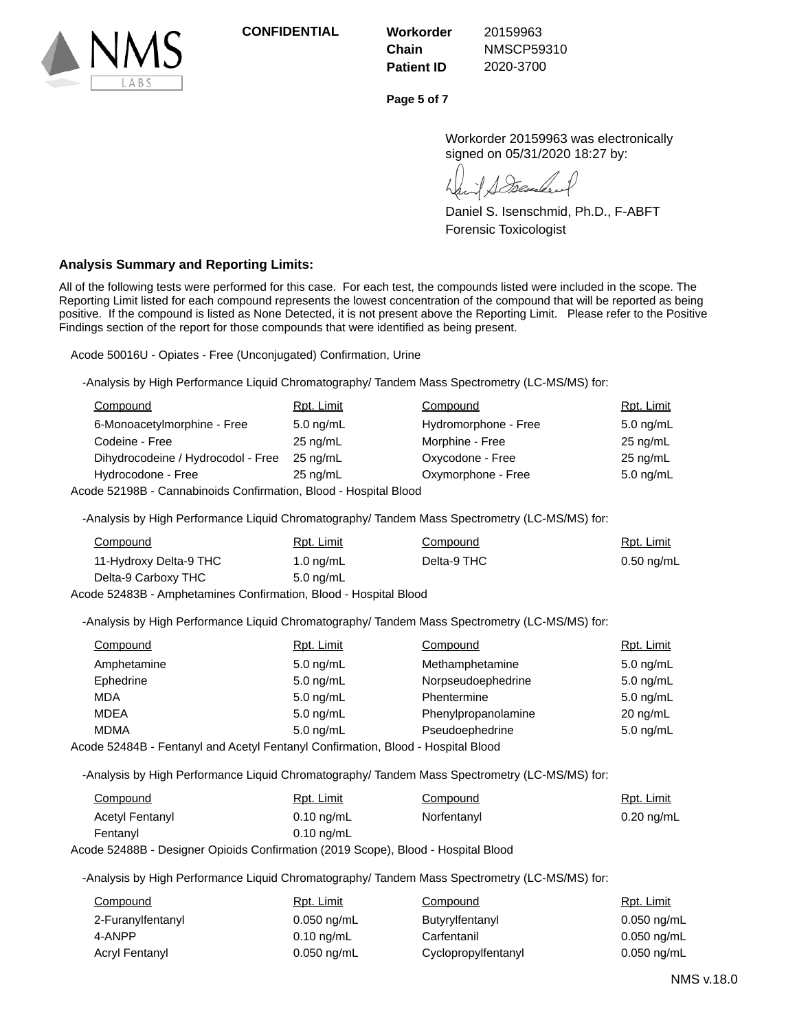CONFIDENTIAL

| Workorder | 20159963 |
|---|---|
| Chain | NMSCP59310 |
| Patient ID | 2020-3700 |

Workorder 20159963 was electronically signed on 05/31/2020 18:27 by:

Daniel S. Isenschmid, Ph.D., F-ABFT
Forensic Toxicologist

**Analysis Summary and Reporting Limits:**

All of the following tests were performed for this case. For each test, the compounds listed were included in the scope. The Reporting Limit listed for each compound represents the lowest concentration of the compound that will be reported as being positive. If the compound is listed as None Detected, it is not present above the Reporting Limit. Please refer to the Positive Findings section of the report for those compounds that were identified as being present.

Acode 50016U - Opiates - Free (Unconjugated) Confirmation, Urine

-Analysis by High Performance Liquid Chromatography/ Tandem Mass Spectrometry (LC-MS/MS) for:

| Compound | Rpt. Limit | Compound | Rpt. Limit |
|---|---|---|---|
| 6-Monoacetylmorphine - Free | 5.0 ng/mL | Hydromorphone - Free | 5.0 ng/mL |
| Codeine - Free | 25 ng/mL | Morphine - Free | 25 ng/mL |
| Dihydrocodeine / Hydrocodol - Free | 25 ng/mL | Oxycodone - Free | 25 ng/mL |
| Hydrocodone - Free | 25 ng/mL | Oxymorphone - Free | 5.0 ng/mL |

Acode 52198B - Cannabinoids Confirmation, Blood - Hospital Blood

-Analysis by High Performance Liquid Chromatography/ Tandem Mass Spectrometry (LC-MS/MS) for:

| Compound | Rpt. Limit | Compound | Rpt. Limit |
|---|---|---|---|
| 11-Hydroxy Delta-9 THC | 1.0 ng/mL | Delta-9 THC | 0.50 ng/mL |
| Delta-9 Carboxy THC | 5.0 ng/mL | | |

Acode 52483B - Amphetamines Confirmation, Blood - Hospital Blood

-Analysis by High Performance Liquid Chromatography/ Tandem Mass Spectrometry (LC-MS/MS) for:

| Compound | Rpt. Limit | Compound | Rpt. Limit |
|---|---|---|---|
| Amphetamine | 5.0 ng/mL | Methamphetamine | 5.0 ng/mL |
| Ephedrine | 5.0 ng/mL | Norpseudoephedrine | 5.0 ng/mL |
| MDA | 5.0 ng/mL | Phentermine | 5.0 ng/mL |
| MDEA | 5.0 ng/mL | Phenylpropanolamine | 20 ng/mL |
| MDMA | 5.0 ng/mL | Pseudoephedrine | 5.0 ng/mL |

Acode 52484B - Fentanyl and Acetyl Fentanyl Confirmation, Blood - Hospital Blood

-Analysis by High Performance Liquid Chromatography/ Tandem Mass Spectrometry (LC-MS/MS) for:

| Compound | Rpt. Limit | Compound | Rpt. Limit |
|---|---|---|---|
| Acetyl Fentanyl | 0.10 ng/mL | Norfentanyl | 0.20 ng/mL |
| Fentanyl | 0.10 ng/mL | | |

Acode 52488B - Designer Opioids Confirmation (2019 Scope), Blood - Hospital Blood

-Analysis by High Performance Liquid Chromatography/ Tandem Mass Spectrometry (LC-MS/MS) for:

| Compound | Rpt. Limit | Compound | Rpt. Limit |
|---|---|---|---|
| 2-Furanylfentanyl | 0.050 ng/mL | Butyrylfentanyl | 0.050 ng/mL |
| 4-ANPP | 0.10 ng/mL | Carfentanil | 0.050 ng/mL |
| Acryl Fentanyl | 0.050 ng/mL | Cyclopropylfentanyl | 0.050 ng/mL |

NMS v.18.0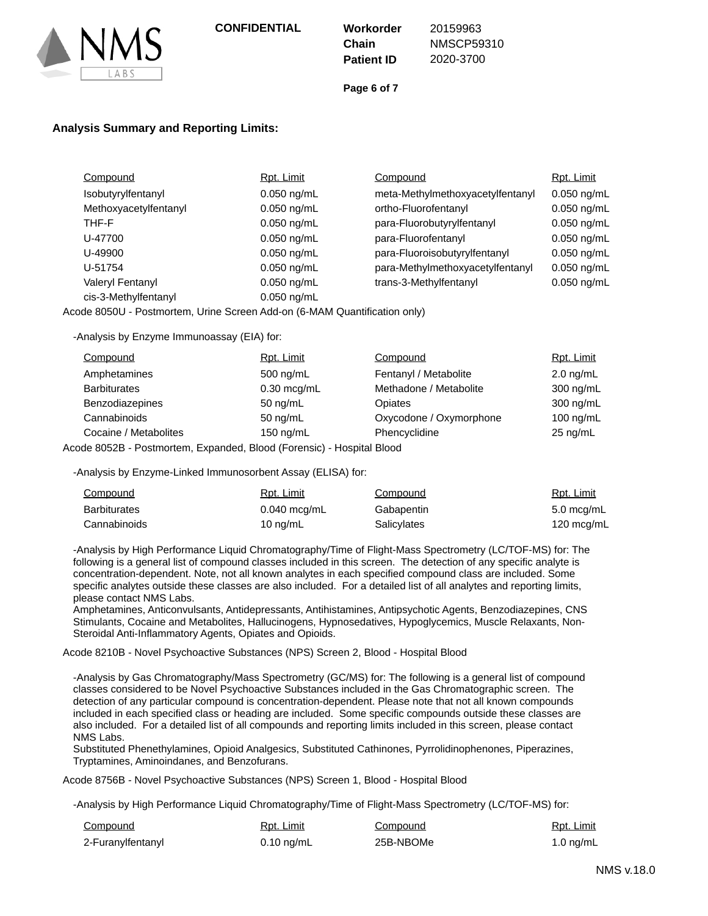## Analysis Summary and Reporting Limits:

| Compound | Rpt. Limit | Compound | Rpt. Limit |
|---|---|---|---|
| Isobutyrylfentanyl | 0.050 ng/mL | meta-Methylmethoxyacetylfentanyl | 0.050 ng/mL |
| Methoxyacetylfentanyl | 0.050 ng/mL | ortho-Fluorofentanyl | 0.050 ng/mL |
| THF-F | 0.050 ng/mL | para-Fluorobutyrylfentanyl | 0.050 ng/mL |
| U-47700 | 0.050 ng/mL | para-Fluorofentanyl | 0.050 ng/mL |
| U-49900 | 0.050 ng/mL | para-Fluoroisobutyrylfentanyl | 0.050 ng/mL |
| U-51754 | 0.050 ng/mL | para-Methylmethoxyacetylfentanyl | 0.050 ng/mL |
| Valeryl Fentanyl | 0.050 ng/mL | trans-3-Methylfentanyl | 0.050 ng/mL |
| cis-3-Methylfentanyl | 0.050 ng/mL | | |

Acode 8050U - Postmortem, Urine Screen Add-on (6-MAM Quantification only)

-Analysis by Enzyme Immunoassay (EIA) for:

| Compound | Rpt. Limit | Compound | Rpt. Limit |
|---|---|---|---|
| Amphetamines | 500 ng/mL | Fentanyl / Metabolite | 2.0 ng/mL |
| Barbiturates | 0.30 mcg/mL | Methadone / Metabolite | 300 ng/mL |
| Benzodiazepines | 50 ng/mL | Opiates | 300 ng/mL |
| Cannabinoids | 50 ng/mL | Oxycodone / Oxymorphone | 100 ng/mL |
| Cocaine / Metabolites | 150 ng/mL | Phencyclidine | 25 ng/mL |

Acode 8052B - Postmortem, Expanded, Blood (Forensic) - Hospital Blood

-Analysis by Enzyme-Linked Immunosorbent Assay (ELISA) for:

| Compound | Rpt. Limit | Compound | Rpt. Limit |
|---|---|---|---|
| Barbiturates | 0.040 mcg/mL | Gabapentin | 5.0 mcg/mL |
| Cannabinoids | 10 ng/mL | Salicylates | 120 mcg/mL |

-Analysis by High Performance Liquid Chromatography/Time of Flight-Mass Spectrometry (LC/TOF-MS) for: The following is a general list of compound classes included in this screen. The detection of any specific analyte is concentration-dependent. Note, not all known analytes in each specified compound class are included. Some specific analytes outside these classes are also included. For a detailed list of all analytes and reporting limits, please contact NMS Labs.
Amphetamines, Anticonvulsants, Antidepressants, Antihistamines, Antipsychotic Agents, Benzodiazepines, CNS Stimulants, Cocaine and Metabolites, Hallucinogens, Hypnosedatives, Hypoglycemics, Muscle Relaxants, Non-Steroidal Anti-Inflammatory Agents, Opiates and Opioids.

Acode 8210B - Novel Psychoactive Substances (NPS) Screen 2, Blood - Hospital Blood

-Analysis by Gas Chromatography/Mass Spectrometry (GC/MS) for: The following is a general list of compound classes considered to be Novel Psychoactive Substances included in the Gas Chromatographic screen. The detection of any particular compound is concentration-dependent. Please note that not all known compounds included in each specified class or heading are included. Some specific compounds outside these classes are also included. For a detailed list of all compounds and reporting limits included in this screen, please contact NMS Labs.
Substituted Phenethylamines, Opioid Analgesics, Substituted Cathinones, Pyrrolidinophenones, Piperazines, Tryptamines, Aminoindanes, and Benzofurans.

Acode 8756B - Novel Psychoactive Substances (NPS) Screen 1, Blood - Hospital Blood

-Analysis by High Performance Liquid Chromatography/Time of Flight-Mass Spectrometry (LC/TOF-MS) for:

| Compound | Rpt. Limit | Compound | Rpt. Limit |
|---|---|---|---|
| 2-Furanylfentanyl | 0.10 ng/mL | 25B-NBOMe | 1.0 ng/mL |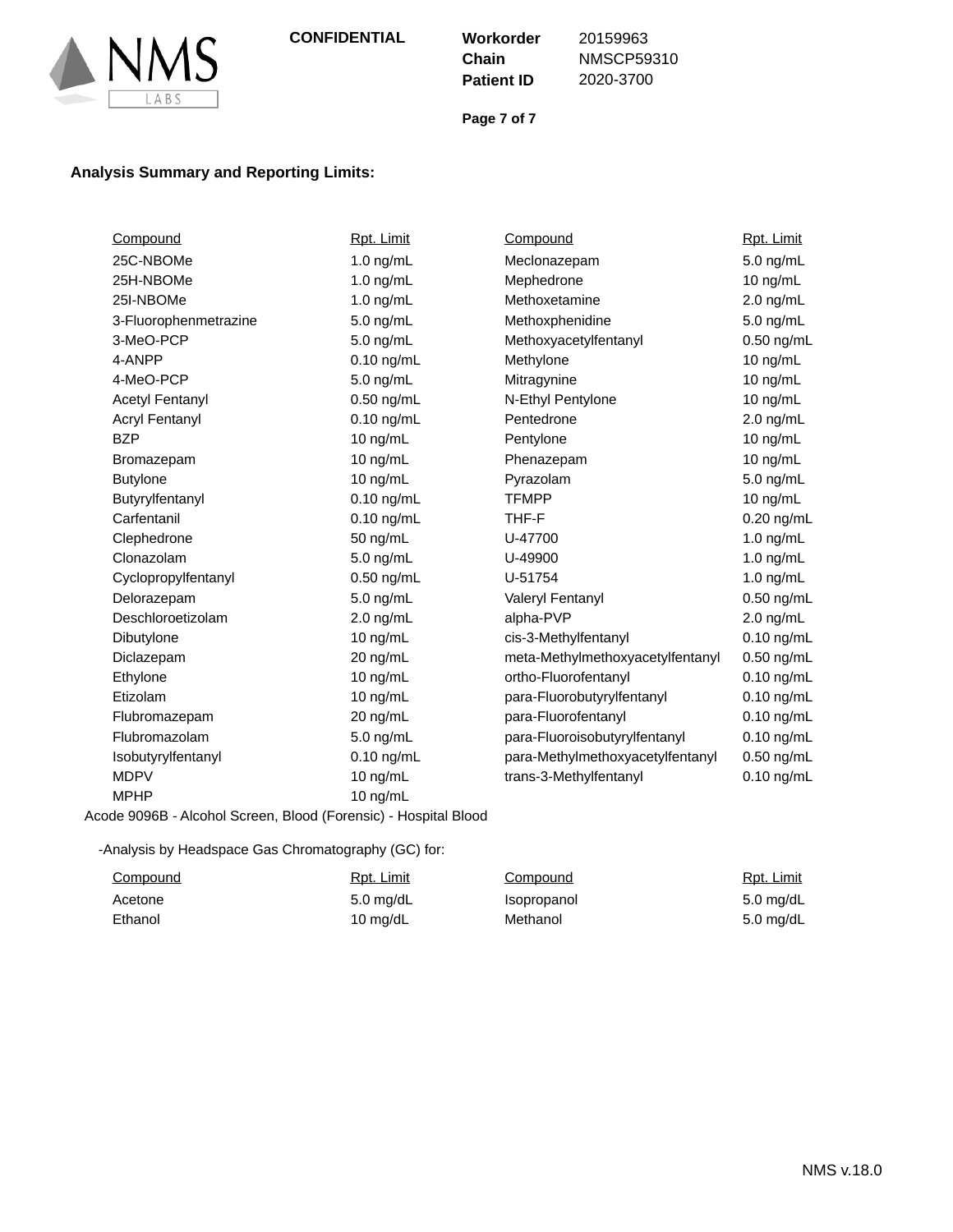CONFIDENTIAL

| | |
|---|---|
| **Workorder** | 20159963 |
| **Chain** | NMSCP59310 |
| **Patient ID** | 2020-3700 |

**Analysis Summary and Reporting Limits:**

| Compound | Rpt. Limit | Compound | Rpt. Limit |
|---|---|---|---|
| 25C-NBOMe | 1.0 ng/mL | Meclonazepam | 5.0 ng/mL |
| 25H-NBOMe | 1.0 ng/mL | Mephedrone | 10 ng/mL |
| 25I-NBOMe | 1.0 ng/mL | Methoxetamine | 2.0 ng/mL |
| 3-Fluorophenmetrazine | 5.0 ng/mL | Methoxphenidine | 5.0 ng/mL |
| 3-MeO-PCP | 5.0 ng/mL | Methoxyacetylfentanyl | 0.50 ng/mL |
| 4-ANPP | 0.10 ng/mL | Methylone | 10 ng/mL |
| 4-MeO-PCP | 5.0 ng/mL | Mitragynine | 10 ng/mL |
| Acetyl Fentanyl | 0.50 ng/mL | N-Ethyl Pentylone | 10 ng/mL |
| Acryl Fentanyl | 0.10 ng/mL | Pentedrone | 2.0 ng/mL |
| BZP | 10 ng/mL | Pentylone | 10 ng/mL |
| Bromazepam | 10 ng/mL | Phenazepam | 10 ng/mL |
| Butylone | 10 ng/mL | Pyrazolam | 5.0 ng/mL |
| Butyrylfentanyl | 0.10 ng/mL | TFMPP | 10 ng/mL |
| Carfentanil | 0.10 ng/mL | THF-F | 0.20 ng/mL |
| Clephedrone | 50 ng/mL | U-47700 | 1.0 ng/mL |
| Clonazolam | 5.0 ng/mL | U-49900 | 1.0 ng/mL |
| Cyclopropylfentanyl | 0.50 ng/mL | U-51754 | 1.0 ng/mL |
| Delorazepam | 5.0 ng/mL | Valeryl Fentanyl | 0.50 ng/mL |
| Deschloroetizolam | 2.0 ng/mL | alpha-PVP | 2.0 ng/mL |
| Dibutylone | 10 ng/mL | cis-3-Methylfentanyl | 0.10 ng/mL |
| Diclazepam | 20 ng/mL | meta-Methylmethoxyacetylfentanyl | 0.50 ng/mL |
| Ethylone | 10 ng/mL | ortho-Fluorofentanyl | 0.10 ng/mL |
| Etizolam | 10 ng/mL | para-Fluorobutyrylfentanyl | 0.10 ng/mL |
| Flubromazepam | 20 ng/mL | para-Fluorofentanyl | 0.10 ng/mL |
| Flubromazolam | 5.0 ng/mL | para-Fluoroisobutyrylfentanyl | 0.10 ng/mL |
| Isobutyrylfentanyl | 0.10 ng/mL | para-Methylmethoxyacetylfentanyl | 0.50 ng/mL |
| MDPV | 10 ng/mL | trans-3-Methylfentanyl | 0.10 ng/mL |
| MPHP | 10 ng/mL | | |

Acode 9096B - Alcohol Screen, Blood (Forensic) - Hospital Blood

-Analysis by Headspace Gas Chromatography (GC) for:

| Compound | Rpt. Limit | Compound | Rpt. Limit |
|---|---|---|---|
| Acetone | 5.0 mg/dL | Isopropanol | 5.0 mg/dL |
| Ethanol | 10 mg/dL | Methanol | 5.0 mg/dL |

NMS v.18.0